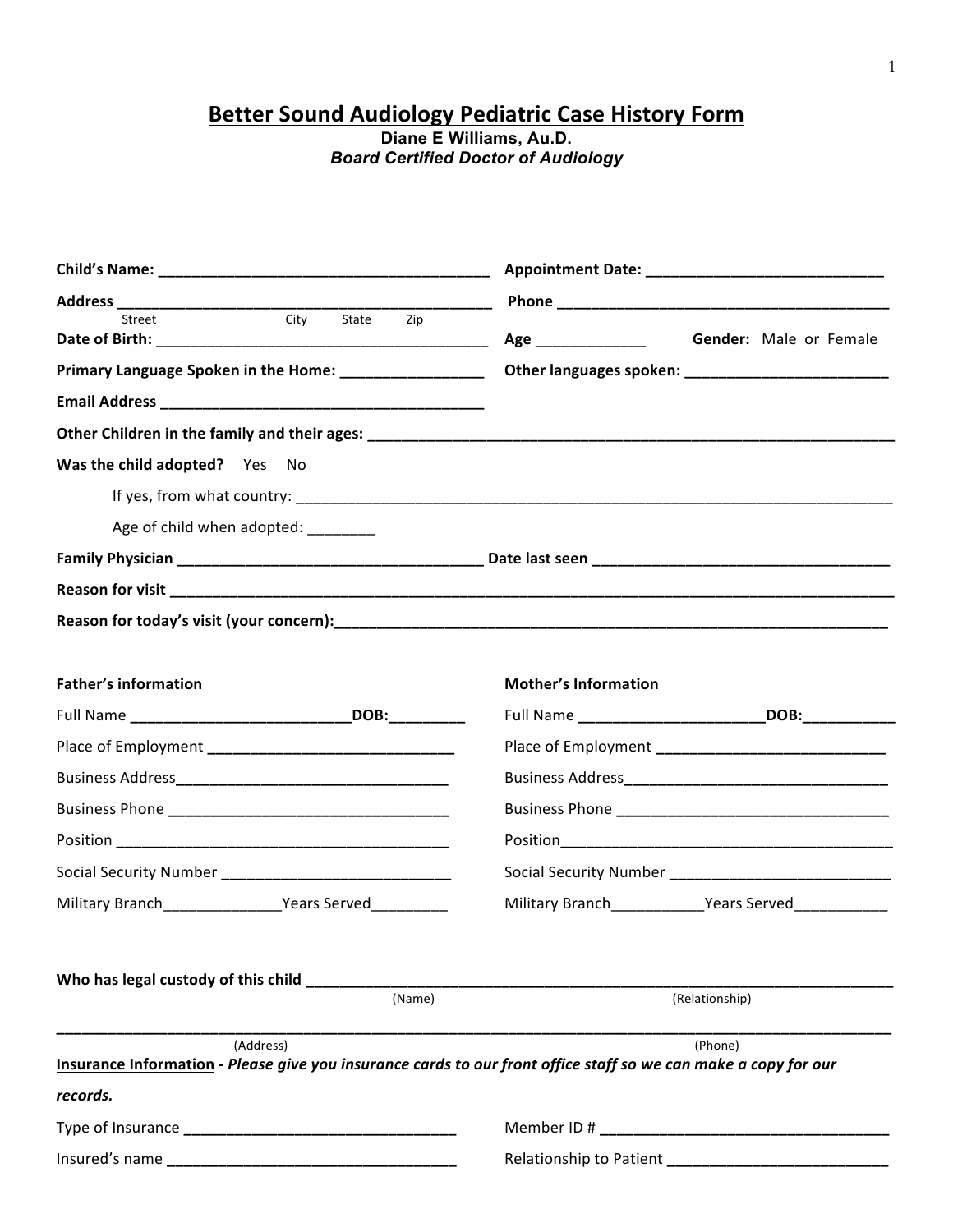# Better Sound Audiology Pediatric Case History Form

**Diane E Williams, Au.D.**

***Board Certified Doctor of Audiology***

**Child's Name:** ________________________________________ **Appointment Date:** ____________________________

**Address** ____________________________________________ **Phone** ________________________________________
Street City State Zip

**Date of Birth:** ________________________________________ **Age** _____________ **Gender:** Male or Female

**Primary Language Spoken in the Home:** _________________ **Other languages spoken:** ________________________

**Email Address** ________________________________________

**Other Children in the family and their ages:** ________________________________________________________________

**Was the child adopted?** Yes No

If yes, from what country: ____________________________________________________________________________

Age of child when adopted: ________

**Family Physician** _____________________________________ **Date last seen** ____________________________________

**Reason for visit** ____________________________________________________________________________________________

**Reason for today's visit (your concern):**____________________________________________________________________

**Father's information**

Full Name ___________________________**DOB:**_________

Place of Employment _______________________________

Business Address__________________________________

Business Phone ___________________________________

Position _________________________________________

Social Security Number _____________________________

Military Branch______________Years Served_________

**Mother's Information**

Full Name ______________________**DOB:**___________

Place of Employment ____________________________

Business Address________________________________

Business Phone _________________________________

Position________________________________________

Social Security Number ___________________________

Military Branch___________Years Served___________

**Who has legal custody of this child** ___________________________________________________________________________
(Name) (Relationship)

_______________________________________________________________________________________________________
(Address) (Phone)

**Insurance Information** - ***Please give you insurance cards to our front office staff so we can make a copy for our records.***

Type of Insurance _________________________________ Member ID # ___________________________________

Insured's name ___________________________________ Relationship to Patient ___________________________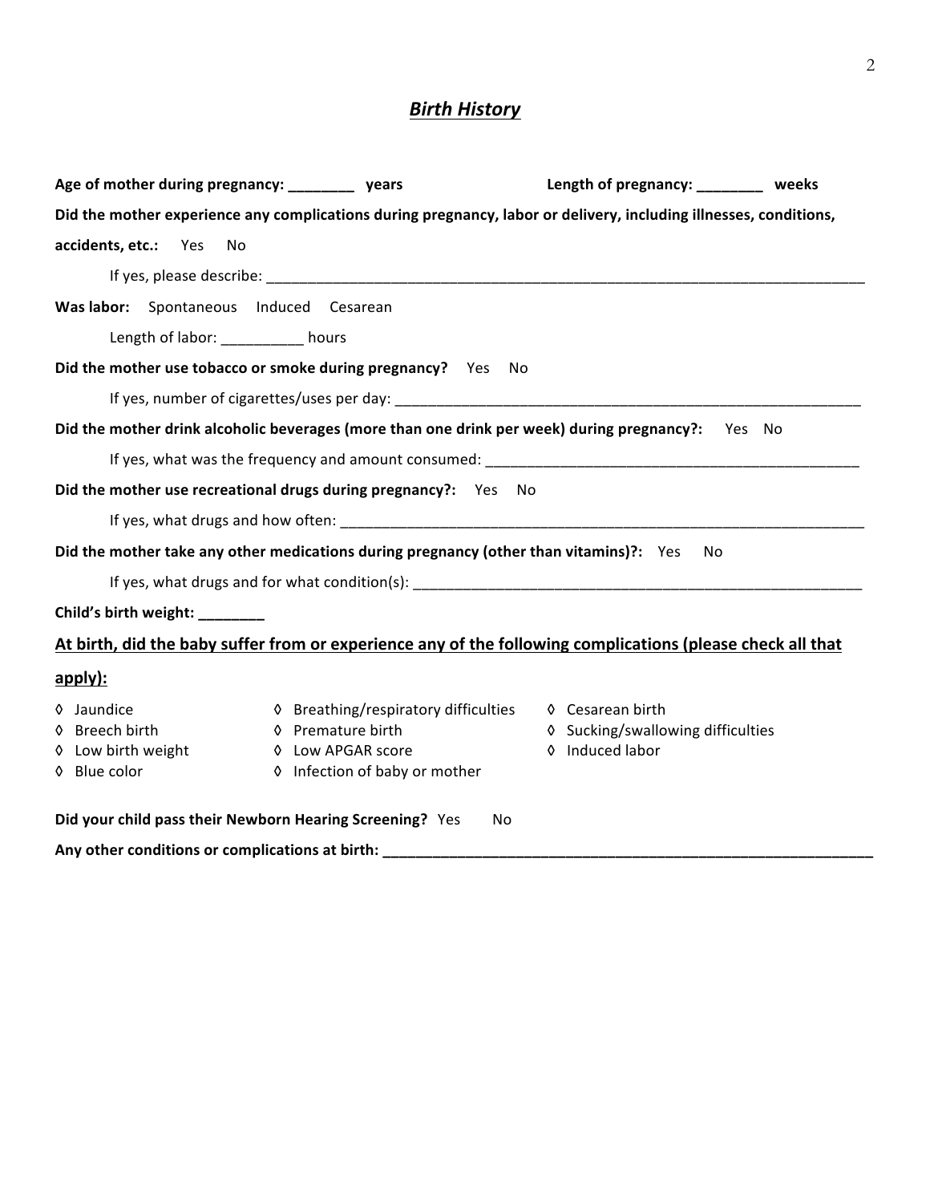## ***Birth History***

**Age of mother during pregnancy: ________ years** **Length of pregnancy: ________ weeks**

**Did the mother experience any complications during pregnancy, labor or delivery, including illnesses, conditions, accidents, etc.:** Yes No

If yes, please describe: ______________________________________________________________________________

**Was labor:** Spontaneous Induced Cesarean

Length of labor: __________ hours

**Did the mother use tobacco or smoke during pregnancy?** Yes No

If yes, number of cigarettes/uses per day: _____________________________________________________________

**Did the mother drink alcoholic beverages (more than one drink per week) during pregnancy?:** Yes No

If yes, what was the frequency and amount consumed: _______________________________________________

**Did the mother use recreational drugs during pregnancy?:** Yes No

If yes, what drugs and how often: ____________________________________________________________________

**Did the mother take any other medications during pregnancy (other than vitamins)?:** Yes No

If yes, what drugs and for what condition(s): ___________________________________________________________

**Child's birth weight: ________**

**At birth, did the baby suffer from or experience any of the following complications (please check all that apply):**

◊ Jaundice
◊ Breech birth
◊ Low birth weight
◊ Blue color
◊ Breathing/respiratory difficulties
◊ Premature birth
◊ Low APGAR score
◊ Infection of baby or mother
◊ Cesarean birth
◊ Sucking/swallowing difficulties
◊ Induced labor

**Did your child pass their Newborn Hearing Screening?** Yes No

**Any other conditions or complications at birth: _______________________________________________________________**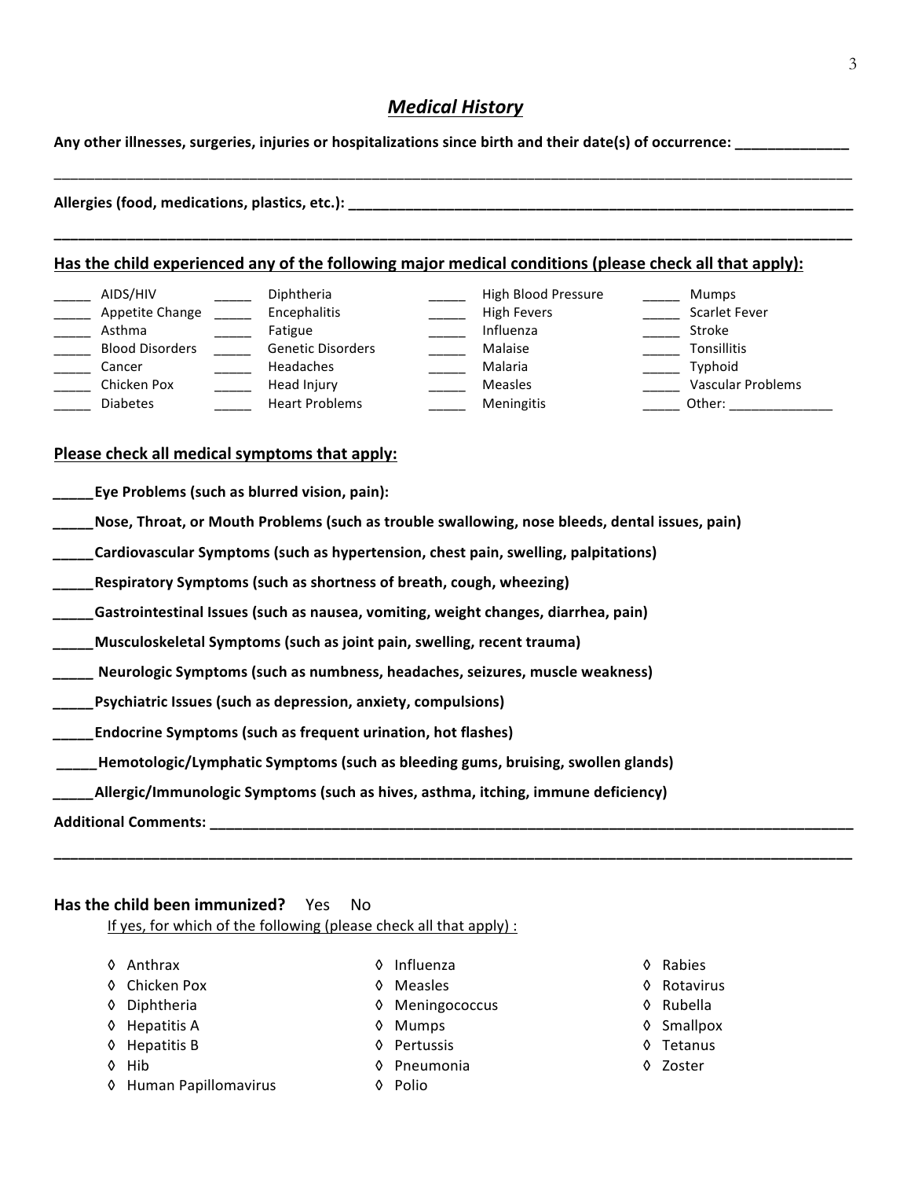## *Medical History*

**Any other illnesses, surgeries, injuries or hospitalizations since birth and their date(s) of occurrence: ______________**

________________________________________________________________________________________________

**Allergies (food, medications, plastics, etc.): ______________________________________________________________**

________________________________________________________________________________________________

**Has the child experienced any of the following major medical conditions (please check all that apply):**

| | | | | | | | |
|---|---|---|---|---|---|---|---|
| _____ | AIDS/HIV | _____ | Diphtheria | _____ | High Blood Pressure | _____ | Mumps |
| _____ | Appetite Change | _____ | Encephalitis | _____ | High Fevers | _____ | Scarlet Fever |
| _____ | Asthma | _____ | Fatigue | _____ | Influenza | _____ | Stroke |
| _____ | Blood Disorders | _____ | Genetic Disorders | _____ | Malaise | _____ | Tonsillitis |
| _____ | Cancer | _____ | Headaches | _____ | Malaria | _____ | Typhoid |
| _____ | Chicken Pox | _____ | Head Injury | _____ | Measles | _____ | Vascular Problems |
| _____ | Diabetes | _____ | Heart Problems | _____ | Meningitis | _____ | Other: ______________ |

**Please check all medical symptoms that apply:**

**_____Eye Problems (such as blurred vision, pain):**

**_____Nose, Throat, or Mouth Problems (such as trouble swallowing, nose bleeds, dental issues, pain)**

**_____Cardiovascular Symptoms (such as hypertension, chest pain, swelling, palpitations)**

**_____Respiratory Symptoms (such as shortness of breath, cough, wheezing)**

**_____Gastrointestinal Issues (such as nausea, vomiting, weight changes, diarrhea, pain)**

**_____Musculoskeletal Symptoms (such as joint pain, swelling, recent trauma)**

**_____ Neurologic Symptoms (such as numbness, headaches, seizures, muscle weakness)**

**_____Psychiatric Issues (such as depression, anxiety, compulsions)**

**_____Endocrine Symptoms (such as frequent urination, hot flashes)**

**_____Hemotologic/Lymphatic Symptoms (such as bleeding gums, bruising, swollen glands)**

**_____Allergic/Immunologic Symptoms (such as hives, asthma, itching, immune deficiency)**

**Additional Comments: ____________________________________________________________________________________**

________________________________________________________________________________________________

**Has the child been immunized?** Yes No

If yes, for which of the following (please check all that apply) :

- ◊ Anthrax
- ◊ Chicken Pox
- ◊ Diphtheria
- ◊ Hepatitis A
- ◊ Hepatitis B
- ◊ Hib
- ◊ Human Papillomavirus
- ◊ Influenza
- ◊ Measles
- ◊ Meningococcus
- ◊ Mumps
- ◊ Pertussis
- ◊ Pneumonia
- ◊ Polio
- ◊ Rabies
- ◊ Rotavirus
- ◊ Rubella
- ◊ Smallpox
- ◊ Tetanus
- ◊ Zoster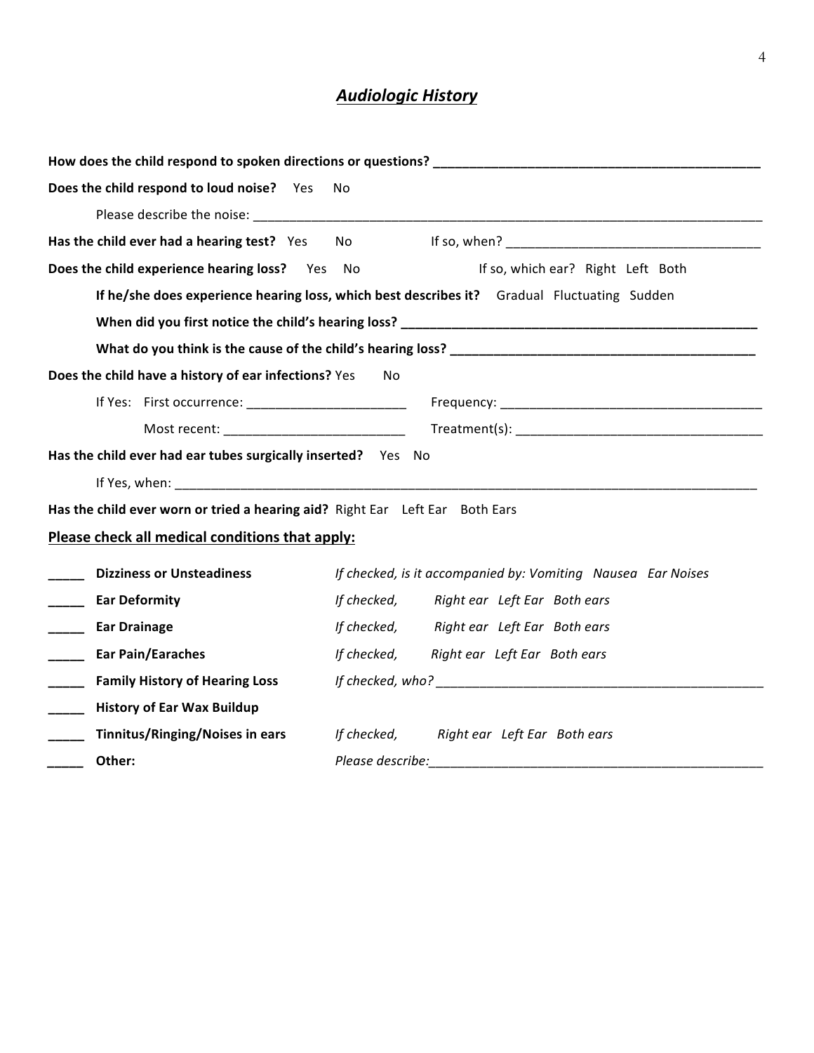# ***Audiologic History***

**How does the child respond to spoken directions or questions?** _______________________________________________

**Does the child respond to loud noise?** Yes No

Please describe the noise: _______________________________________________________________________________

**Has the child ever had a hearing test?** Yes No If so, when? ____________________________________

**Does the child experience hearing loss?** Yes No If so, which ear? Right Left Both

**If he/she does experience hearing loss, which best describes it?** Gradual Fluctuating Sudden

**When did you first notice the child's hearing loss? _____________________________________________________**

**What do you think is the cause of the child's hearing loss? _____________________________________________**

**Does the child have a history of ear infections?** Yes No

If Yes: First occurrence: ______________________ Frequency: _____________________________________

Most recent: _________________________ Treatment(s): ___________________________________

**Has the child ever had ear tubes surgically inserted?** Yes No

If Yes, when: ______________________________________________________________________________________

**Has the child ever worn or tried a hearing aid?** Right Ear Left Ear Both Ears

**Please check all medical conditions that apply:**

_____ **Dizziness or Unsteadiness** *If checked, is it accompanied by: Vomiting Nausea Ear Noises*

_____ **Ear Deformity** *If checked, Right ear Left Ear Both ears*

_____ **Ear Drainage** *If checked, Right ear Left Ear Both ears*

_____ **Ear Pain/Earaches** *If checked, Right ear Left Ear Both ears*

_____ **Family History of Hearing Loss** *If checked, who?* _______________________________________________

_____ **History of Ear Wax Buildup**

_____ **Tinnitus/Ringing/Noises in ears** *If checked, Right ear Left Ear Both ears*

_____ **Other:** *Please describe:*_______________________________________________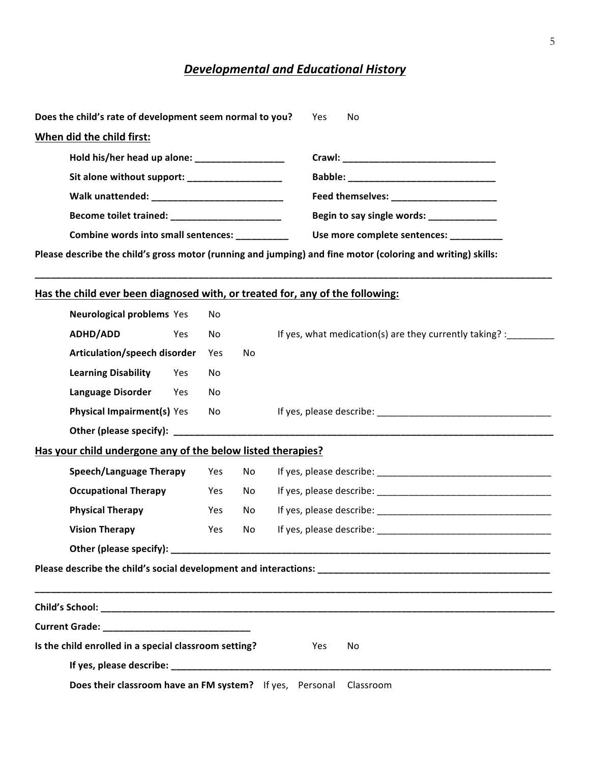## *Developmental and Educational History*

**Does the child's rate of development seem normal to you?** Yes No

**When did the child first:**

**Hold his/her head up alone:** _________________ **Crawl:** _____________________________

**Sit alone without support:** __________________ **Babble:** _____________________________

**Walk unattended:** _________________________ **Feed themselves:** ____________________

**Become toilet trained:** _____________________ **Begin to say single words:** _____________

**Combine words into small sentences:** __________ **Use more complete sentences:** __________

**Please describe the child's gross motor (running and jumping) and fine motor (coloring and writing) skills:**

_____________________________________________________________________________________________

**Has the child ever been diagnosed with, or treated for, any of the following:**

**Neurological problems** Yes No

**ADHD/ADD** Yes No If yes, what medication(s) are they currently taking? :_________

**Articulation/speech disorder** Yes No

**Learning Disability** Yes No

**Language Disorder** Yes No

**Physical Impairment(s)** Yes No If yes, please describe: _________________________________

**Other (please specify):** ____________________________________________________________________________

**Has your child undergone any of the below listed therapies?**

**Speech/Language Therapy** Yes No If yes, please describe: _________________________________

**Occupational Therapy** Yes No If yes, please describe: _________________________________

**Physical Therapy** Yes No If yes, please describe: _________________________________

**Vision Therapy** Yes No If yes, please describe: _________________________________

**Other (please specify):** ____________________________________________________________________________

**Please describe the child's social development and interactions:** ______________________________________________

_____________________________________________________________________________________________

**Child's School:** ___________________________________________________________________________________

**Current Grade:** ____________________________

**Is the child enrolled in a special classroom setting?** Yes No

**If yes, please describe:** ____________________________________________________________________________

**Does their classroom have an FM system?** If yes, Personal Classroom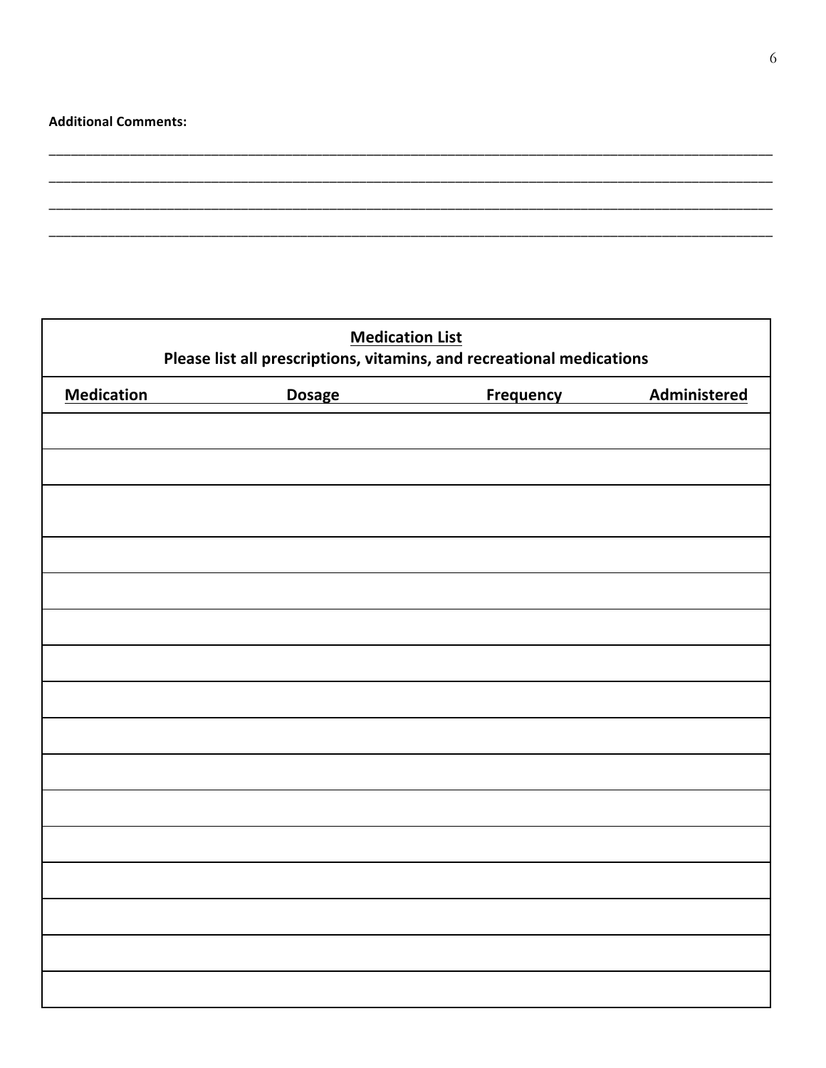**Additional Comments:**

\_\_\_\_\_\_\_\_\_\_\_\_\_\_\_\_\_\_\_\_\_\_\_\_\_\_\_\_\_\_\_\_\_\_\_\_\_\_\_\_\_\_\_\_\_\_\_\_\_\_\_\_\_\_\_\_\_\_\_\_\_\_\_\_\_\_\_\_\_\_\_\_\_\_\_\_\_\_\_\_\_\_\_\_\_\_\_\_\_\_\_\_\_\_

\_\_\_\_\_\_\_\_\_\_\_\_\_\_\_\_\_\_\_\_\_\_\_\_\_\_\_\_\_\_\_\_\_\_\_\_\_\_\_\_\_\_\_\_\_\_\_\_\_\_\_\_\_\_\_\_\_\_\_\_\_\_\_\_\_\_\_\_\_\_\_\_\_\_\_\_\_\_\_\_\_\_\_\_\_\_\_\_\_\_\_\_\_\_

\_\_\_\_\_\_\_\_\_\_\_\_\_\_\_\_\_\_\_\_\_\_\_\_\_\_\_\_\_\_\_\_\_\_\_\_\_\_\_\_\_\_\_\_\_\_\_\_\_\_\_\_\_\_\_\_\_\_\_\_\_\_\_\_\_\_\_\_\_\_\_\_\_\_\_\_\_\_\_\_\_\_\_\_\_\_\_\_\_\_\_\_\_\_

\_\_\_\_\_\_\_\_\_\_\_\_\_\_\_\_\_\_\_\_\_\_\_\_\_\_\_\_\_\_\_\_\_\_\_\_\_\_\_\_\_\_\_\_\_\_\_\_\_\_\_\_\_\_\_\_\_\_\_\_\_\_\_\_\_\_\_\_\_\_\_\_\_\_\_\_\_\_\_\_\_\_\_\_\_\_\_\_\_\_\_\_\_\_

**Medication List**
**Please list all prescriptions, vitamins, and recreational medications**

| Medication | Dosage | Frequency | Administered |
|---|---|---|---|
| | | | |
| | | | |
| | | | |
| | | | |
| | | | |
| | | | |
| | | | |
| | | | |
| | | | |
| | | | |
| | | | |
| | | | |
| | | | |
| | | | |
| | | | |
| | | | |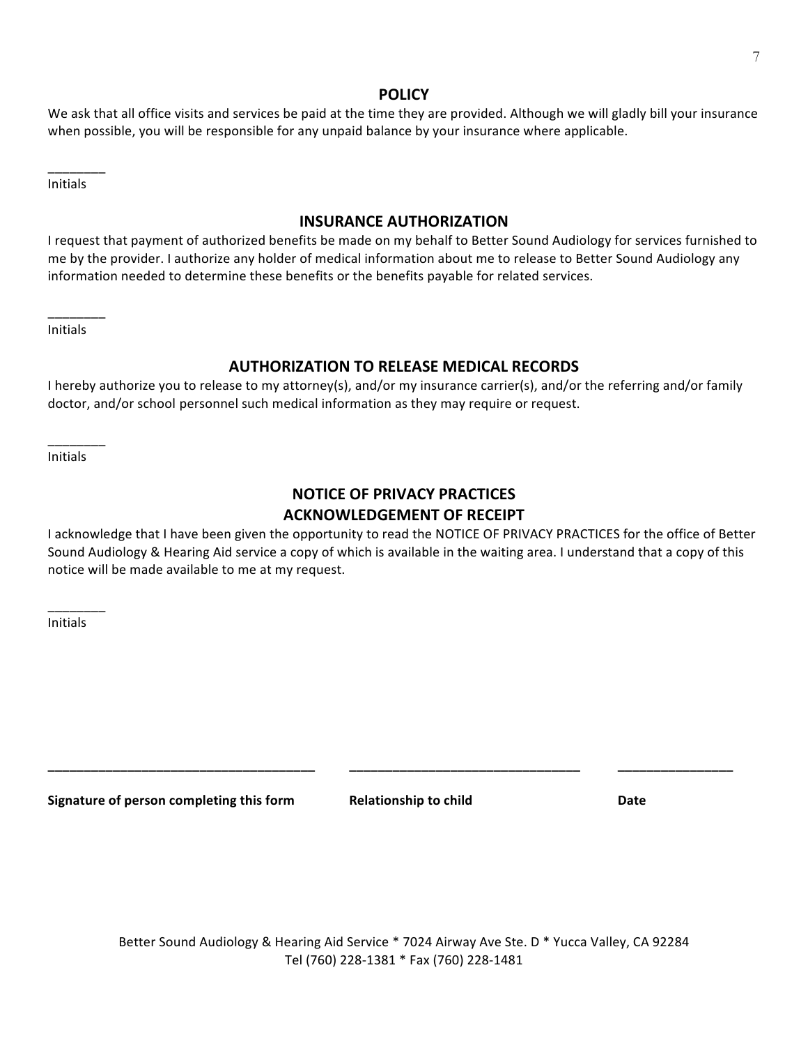## POLICY

We ask that all office visits and services be paid at the time they are provided. Although we will gladly bill your insurance when possible, you will be responsible for any unpaid balance by your insurance where applicable.

________
Initials

## INSURANCE AUTHORIZATION

I request that payment of authorized benefits be made on my behalf to Better Sound Audiology for services furnished to me by the provider. I authorize any holder of medical information about me to release to Better Sound Audiology any information needed to determine these benefits or the benefits payable for related services.

________
Initials

## AUTHORIZATION TO RELEASE MEDICAL RECORDS

I hereby authorize you to release to my attorney(s), and/or my insurance carrier(s), and/or the referring and/or family doctor, and/or school personnel such medical information as they may require or request.

________
Initials

## NOTICE OF PRIVACY PRACTICES
## ACKNOWLEDGEMENT OF RECEIPT

I acknowledge that I have been given the opportunity to read the NOTICE OF PRIVACY PRACTICES for the office of Better Sound Audiology & Hearing Aid service a copy of which is available in the waiting area. I understand that a copy of this notice will be made available to me at my request.

________
Initials

___________________________________ ______________________________ _______________

**Signature of person completing this form** **Relationship to child** **Date**

Better Sound Audiology & Hearing Aid Service * 7024 Airway Ave Ste. D * Yucca Valley, CA 92284
Tel (760) 228-1381 * Fax (760) 228-1481